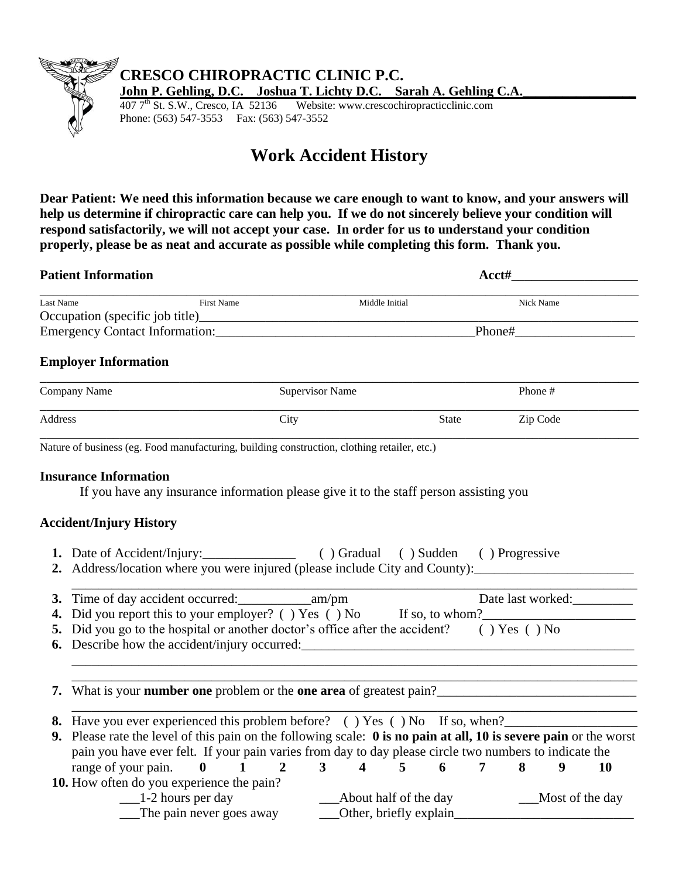**CRESCO CHIROPRACTIC CLINIC P.C.**

**John P. Gehling, D.C. Joshua T. Lichty D.C. Sarah A. Gehling C.A.**

407 7th St. S.W., Cresco, IA 52136 Website: www.crescochiropracticclinic.com

Phone: (563) 547-3553 Fax: (563) 547-3552

# Work Accident History

**Dear Patient: We need this information because we care enough to want to know, and your answers will help us determine if chiropractic care can help you. If we do not sincerely believe your condition will respond satisfactorily, we will not accept your case. In order for us to understand your condition properly, please be as neat and accurate as possible while completing this form. Thank you.**

**Patient Information** **Acct#**___________________

_______________________________________________________________________________

Last Name First Name Middle Initial Nick Name

Occupation (specific job title)_______________________________________________________

Emergency Contact Information:______________________________________Phone#__________________

**Employer Information**

_______________________________________________________________________________

Company Name Supervisor Name Phone #

_______________________________________________________________________________

Address City State Zip Code

_______________________________________________________________________________

Nature of business (eg. Food manufacturing, building construction, clothing retailer, etc.)

**Insurance Information**

If you have any insurance information please give it to the staff person assisting you

**Accident/Injury History**

1. Date of Accident/Injury:______________ ( ) Gradual ( ) Sudden ( ) Progressive
2. Address/location where you were injured (please include City and County):________________________
   _______________________________________________________________________________
3. Time of day accident occurred:___________am/pm Date last worked:_________
4. Did you report this to your employer? ( ) Yes ( ) No If so, to whom?_______________________
5. Did you go to the hospital or another doctor's office after the accident? ( ) Yes ( ) No
6. Describe how the accident/injury occurred:____________________________________________________
   _______________________________________________________________________________
   _______________________________________________________________________________
7. What is your **number one** problem or the **one area** of greatest pain?______________________________
   _______________________________________________________________________________
8. Have you ever experienced this problem before? ( ) Yes ( ) No If so, when?___________________
9. Please rate the level of this pain on the following scale: **0 is no pain at all, 10 is severe pain** or the worst pain you have ever felt. If your pain varies from day to day please circle two numbers to indicate the range of your pain. **0 1 2 3 4 5 6 7 8 9 10**
10. How often do you experience the pain?
    ___1-2 hours per day ___About half of the day ___Most of the day
    ___The pain never goes away ___Other, briefly explain___________________________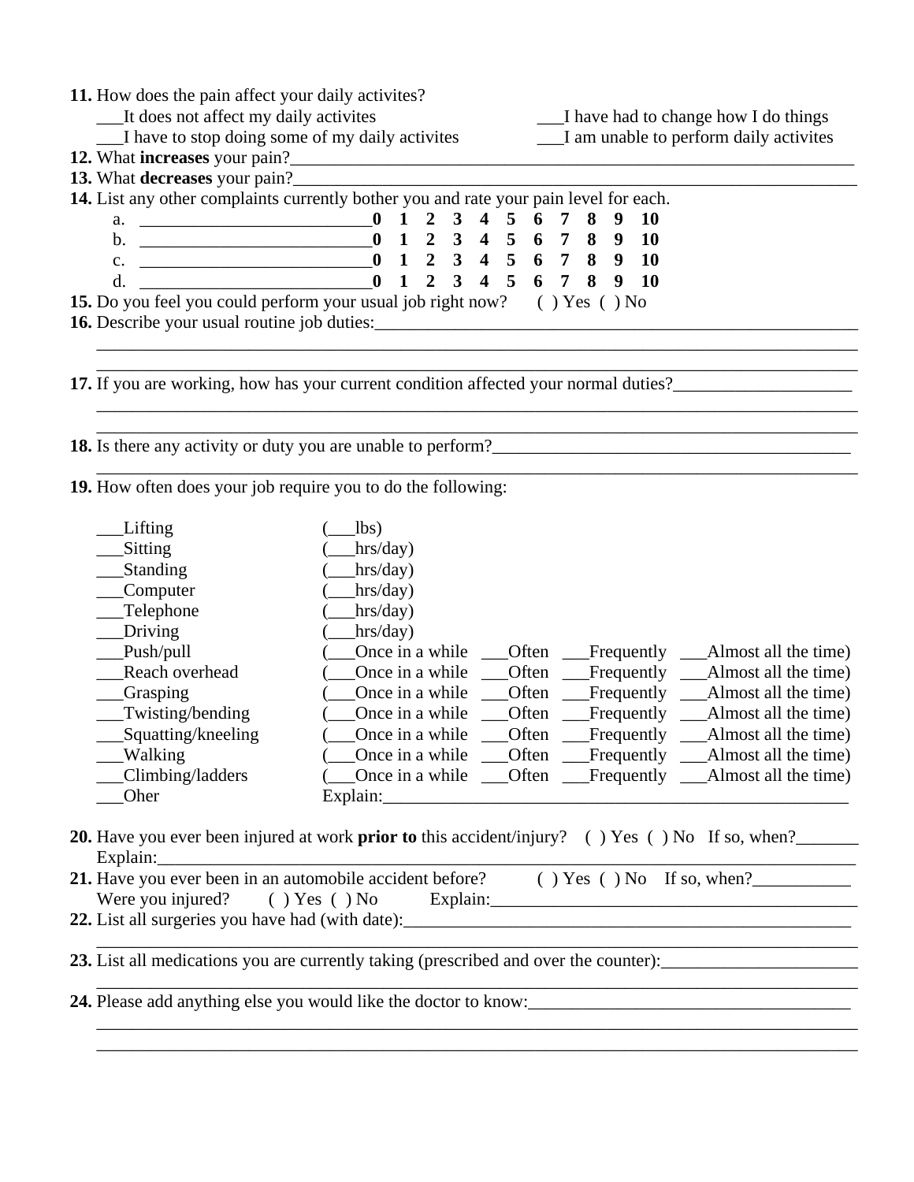**11.** How does the pain affect your daily activites?

___It does not affect my daily activites ___I have had to change how I do things

___I have to stop doing some of my daily activites ___I am unable to perform daily activites

**12.** What **increases** your pain?________________________________________________________________

**13.** What **decreases** your pain?________________________________________________________________

**14.** List any other complaints currently bother you and rate your pain level for each.

a. __________________________ **0 1 2 3 4 5 6 7 8 9 10**

b. __________________________ **0 1 2 3 4 5 6 7 8 9 10**

c. __________________________ **0 1 2 3 4 5 6 7 8 9 10**

d. __________________________ **0 1 2 3 4 5 6 7 8 9 10**

**15.** Do you feel you could perform your usual job right now? ( ) Yes ( ) No

**16.** Describe your usual routine job duties:_______________________________________________________

______________________________________________________________________________________

______________________________________________________________________________________

**17.** If you are working, how has your current condition affected your normal duties?____________________

______________________________________________________________________________________

______________________________________________________________________________________

**18.** Is there any activity or duty you are unable to perform?__________________________________________

______________________________________________________________________________________

**19.** How often does your job require you to do the following:

___Lifting (___lbs)
___Sitting (___hrs/day)
___Standing (___hrs/day)
___Computer (___hrs/day)
___Telephone (___hrs/day)
___Driving (___hrs/day)
___Push/pull (___Once in a while ___Often ___Frequently ___Almost all the time)
___Reach overhead (___Once in a while ___Often ___Frequently ___Almost all the time)
___Grasping (___Once in a while ___Often ___Frequently ___Almost all the time)
___Twisting/bending (___Once in a while ___Often ___Frequently ___Almost all the time)
___Squatting/kneeling (___Once in a while ___Often ___Frequently ___Almost all the time)
___Walking (___Once in a while ___Often ___Frequently ___Almost all the time)
___Climbing/ladders (___Once in a while ___Often ___Frequently ___Almost all the time)
___Oher Explain:_______________________________________________________

**20.** Have you ever been injured at work **prior to** this accident/injury? ( ) Yes ( ) No If so, when?_______

Explain:______________________________________________________________________________

**21.** Have you ever been in an automobile accident before? ( ) Yes ( ) No If so, when?___________

Were you injured? ( ) Yes ( ) No Explain:_____________________________________________

**22.** List all surgeries you have had (with date):_________________________________________________

______________________________________________________________________________________

**23.** List all medications you are currently taking (prescribed and over the counter):______________________

______________________________________________________________________________________

**24.** Please add anything else you would like the doctor to know:_____________________________________

______________________________________________________________________________________

______________________________________________________________________________________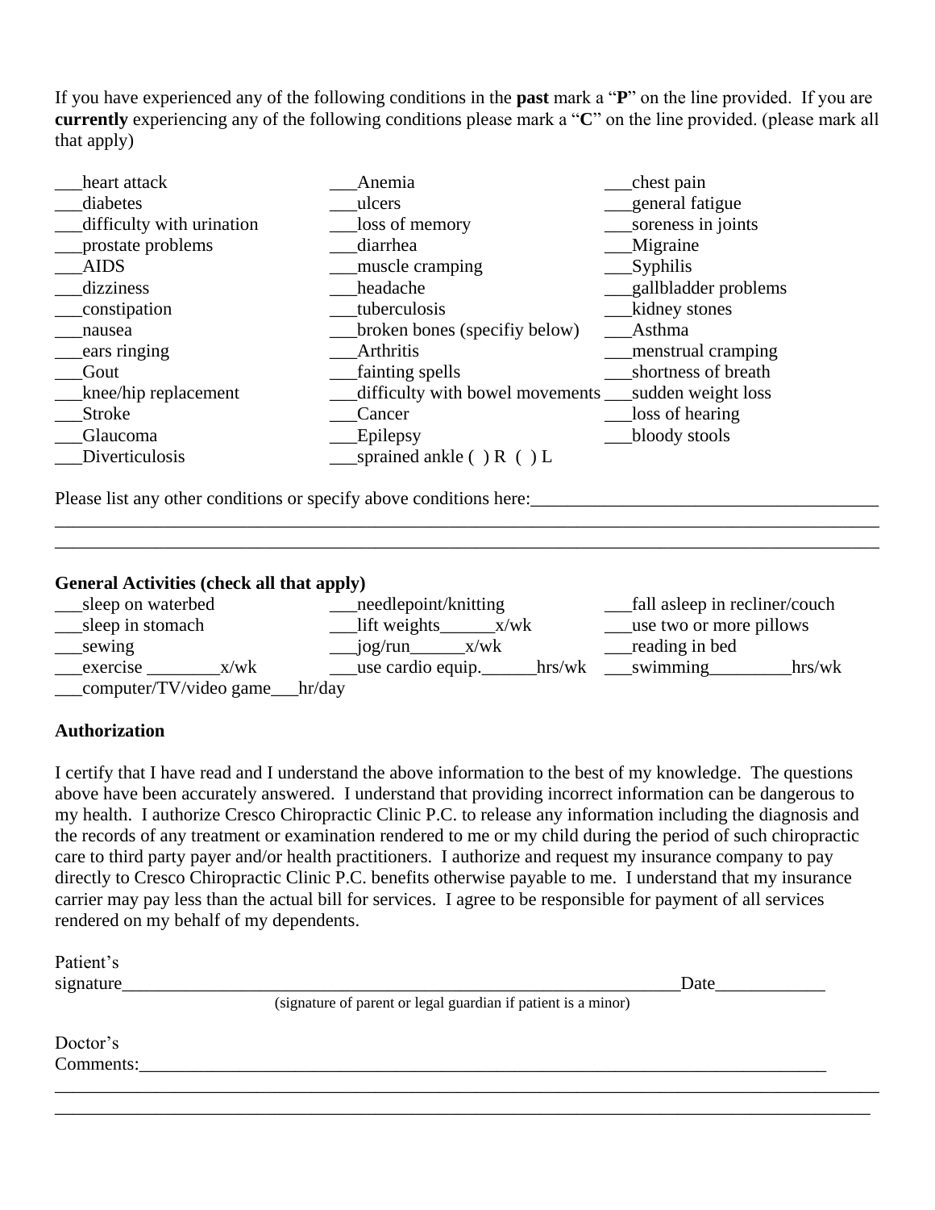If you have experienced any of the following conditions in the **past** mark a "**P**" on the line provided. If you are **currently** experiencing any of the following conditions please mark a "**C**" on the line provided. (please mark all that apply)

| | | |
|---|---|---|
| ___heart attack | ___Anemia | ___chest pain |
| ___diabetes | ___ulcers | ___general fatigue |
| ___difficulty with urination | ___loss of memory | ___soreness in joints |
| ___prostate problems | ___diarrhea | ___Migraine |
| ___AIDS | ___muscle cramping | ___Syphilis |
| ___dizziness | ___headache | ___gallbladder problems |
| ___constipation | ___tuberculosis | ___kidney stones |
| ___nausea | ___broken bones (specifiy below) | ___Asthma |
| ___ears ringing | ___Arthritis | ___menstrual cramping |
| ___Gout | ___fainting spells | ___shortness of breath |
| ___knee/hip replacement | ___difficulty with bowel movements | ___sudden weight loss |
| ___Stroke | ___Cancer | ___loss of hearing |
| ___Glaucoma | ___Epilepsy | ___bloody stools |
| ___Diverticulosis | ___sprained ankle ( ) R ( ) L | |

Please list any other conditions or specify above conditions here:______________________________________
_____________________________________________________________________________________________
_____________________________________________________________________________________________

**General Activities (check all that apply)**

| | | |
|---|---|---|
| ___sleep on waterbed | ___needlepoint/knitting | ___fall asleep in recliner/couch |
| ___sleep in stomach | ___lift weights______x/wk | ___use two or more pillows |
| ___sewing | ___jog/run______x/wk | ___reading in bed |
| ___exercise ________x/wk | ___use cardio equip.______hrs/wk | ___swimming_________hrs/wk |
| ___computer/TV/video game___hr/day | | |

**Authorization**

I certify that I have read and I understand the above information to the best of my knowledge. The questions above have been accurately answered. I understand that providing incorrect information can be dangerous to my health. I authorize Cresco Chiropractic Clinic P.C. to release any information including the diagnosis and the records of any treatment or examination rendered to me or my child during the period of such chiropractic care to third party payer and/or health practitioners. I authorize and request my insurance company to pay directly to Cresco Chiropractic Clinic P.C. benefits otherwise payable to me. I understand that my insurance carrier may pay less than the actual bill for services. I agree to be responsible for payment of all services rendered on my behalf of my dependents.

Patient's signature_______________________________________________________________Date____________

(signature of parent or legal guardian if patient is a minor)

Doctor's Comments:_____________________________________________________________________________
_____________________________________________________________________________________________
_____________________________________________________________________________________________